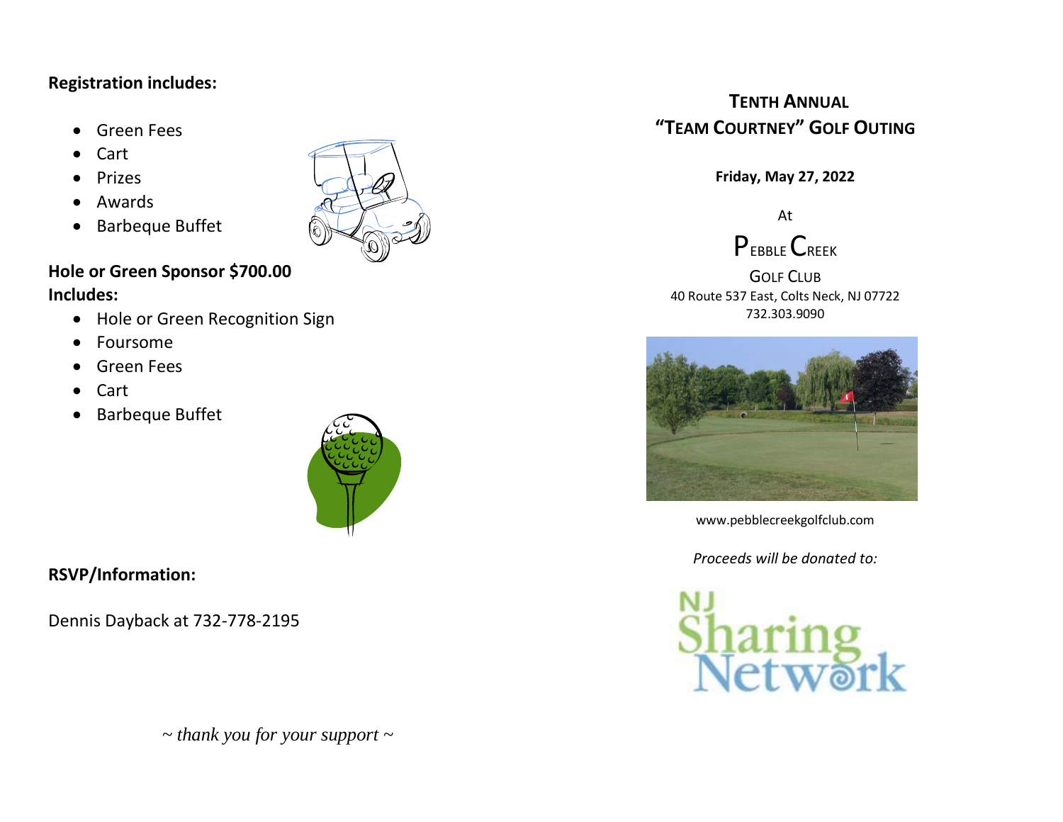**Registration includes:**

- Green Fees
- Cart
- Prizes
- Awards
- Barbeque Buffet

**Hole or Green Sponsor $700.00**
**Includes:**

- Hole or Green Recognition Sign
- Foursome
- Green Fees
- Cart
- Barbeque Buffet

**RSVP/Information:**

Dennis Dayback at 732-778-2195

*~ thank you for your support ~*

## TENTH ANNUAL "TEAM COURTNEY" GOLF OUTING

**Friday, May 27, 2022**

At

PEBBLE CREEK

GOLF CLUB
40 Route 537 East, Colts Neck, NJ 07722
732.303.9090

www.pebblecreekgolfclub.com

*Proceeds will be donated to:*

NJ Sharing Network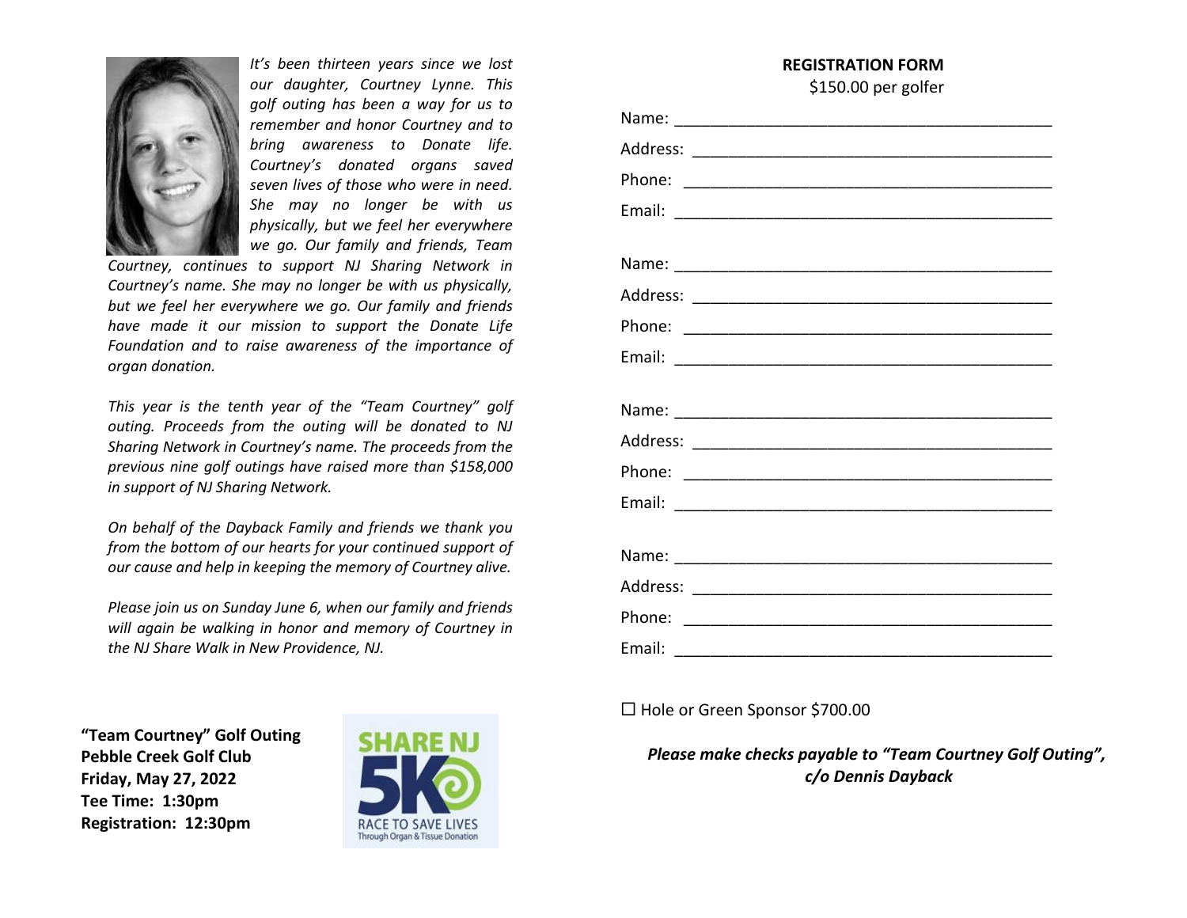*It's been thirteen years since we lost our daughter, Courtney Lynne. This golf outing has been a way for us to remember and honor Courtney and to bring awareness to Donate life. Courtney's donated organs saved seven lives of those who were in need. She may no longer be with us physically, but we feel her everywhere we go. Our family and friends, Team Courtney, continues to support NJ Sharing Network in Courtney's name. She may no longer be with us physically, but we feel her everywhere we go. Our family and friends have made it our mission to support the Donate Life Foundation and to raise awareness of the importance of organ donation.*

*This year is the tenth year of the "Team Courtney" golf outing. Proceeds from the outing will be donated to NJ Sharing Network in Courtney's name. The proceeds from the previous nine golf outings have raised more than $158,000 in support of NJ Sharing Network.*

*On behalf of the Dayback Family and friends we thank you from the bottom of our hearts for your continued support of our cause and help in keeping the memory of Courtney alive.*

*Please join us on Sunday June 6, when our family and friends will again be walking in honor and memory of Courtney in the NJ Share Walk in New Providence, NJ.*

**"Team Courtney" Golf Outing**
**Pebble Creek Golf Club**
**Friday, May 27, 2022**
**Tee Time: 1:30pm**
**Registration: 12:30pm**

SHARE NJ 5K
RACE TO SAVE LIVES
Through Organ & Tissue Donation

**REGISTRATION FORM**

$150.00 per golfer

Name: ____________________________________________

Address: __________________________________________

Phone: ___________________________________________

Email: ____________________________________________

Name: ____________________________________________

Address: __________________________________________

Phone: ___________________________________________

Email: ____________________________________________

Name: ____________________________________________

Address: __________________________________________

Phone: ___________________________________________

Email: ____________________________________________

Name: ____________________________________________

Address: __________________________________________

Phone: ___________________________________________

Email: ____________________________________________

☐ Hole or Green Sponsor $700.00

***Please make checks payable to "Team Courtney Golf Outing", c/o Dennis Dayback***